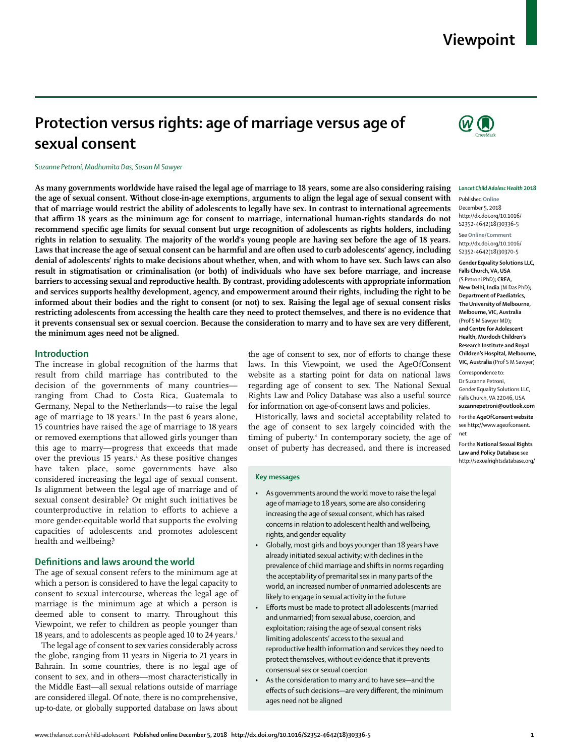# Protection versus rights: age of marriage versus age of sexual consent

*Suzanne Petroni, Madhumita Das, Susan M Sawyer*

**As many governments worldwide have raised the legal age of marriage to 18 years, some are also considering raising the age of sexual consent. Without close-in-age exemptions, arguments to align the legal age of sexual consent with that of marriage would restrict the ability of adolescents to legally have sex. In contrast to international agreements that affirm 18 years as the minimum age for consent to marriage, international human-rights standards do not recommend specific age limits for sexual consent but urge recognition of adolescents as rights holders, including rights in relation to sexuality. The majority of the world's young people are having sex before the age of 18 years. Laws that increase the age of sexual consent can be harmful and are often used to curb adolescents' agency, including denial of adolescents' rights to make decisions about whether, when, and with whom to have sex. Such laws can also result in stigmatisation or criminalisation (or both) of individuals who have sex before marriage, and increase barriers to accessing sexual and reproductive health. By contrast, providing adolescents with appropriate information and services supports healthy development, agency, and empowerment around their rights, including the right to be informed about their bodies and the right to consent (or not) to sex. Raising the legal age of sexual consent risks restricting adolescents from accessing the health care they need to protect themselves, and there is no evidence that it prevents consensual sex or sexual coercion. Because the consideration to marry and to have sex are very different, the minimum ages need not be aligned.**

*Lancet Child Adolesc Health* **2018**

Published **Online** December 5, 2018 http://dx.doi.org/10.1016/S2352-4642(18)30336-5

See **Online/Comment** http://dx.doi.org/10.1016/S2352-4642(18)30370-5

**Gender Equality Solutions LLC, Falls Church, VA, USA** (S Petroni PhD)**; CREA, New Delhi, India** (M Das PhD)**; Department of Paediatrics, The University of Melbourne, Melbourne, VIC, Australia** (Prof S M Sawyer MD)**; and Centre for Adolescent Health, Murdoch Children's Research Institute and Royal Children's Hospital, Melbourne, VIC, Australia** (Prof S M Sawyer)

Correspondence to: Dr Suzanne Petroni, Gender Equality Solutions LLC, Falls Church, VA 22046, USA **suzannepetroni@outlook.com**

For the **AgeOfConsent website** see http://www.ageofconsent.net

For the **National Sexual Rights Law and Policy Database** see http://sexualrightsdatabase.org/

## Introduction

The increase in global recognition of the harms that result from child marriage has contributed to the decision of the governments of many countries—ranging from Chad to Costa Rica, Guatemala to Germany, Nepal to the Netherlands—to raise the legal age of marriage to 18 years.[1] In the past 6 years alone, 15 countries have raised the age of marriage to 18 years or removed exemptions that allowed girls younger than this age to marry—progress that exceeds that made over the previous 15 years.[2] As these positive changes have taken place, some governments have also considered increasing the legal age of sexual consent. Is alignment between the legal age of marriage and of sexual consent desirable? Or might such initiatives be counterproductive in relation to efforts to achieve a more gender-equitable world that supports the evolving capacities of adolescents and promotes adolescent health and wellbeing?

## Definitions and laws around the world

The age of sexual consent refers to the minimum age at which a person is considered to have the legal capacity to consent to sexual intercourse, whereas the legal age of marriage is the minimum age at which a person is deemed able to consent to marry. Throughout this Viewpoint, we refer to children as people younger than 18 years, and to adolescents as people aged 10 to 24 years.[3]

The legal age of consent to sex varies considerably across the globe, ranging from 11 years in Nigeria to 21 years in Bahrain. In some countries, there is no legal age of consent to sex, and in others—most characteristically in the Middle East—all sexual relations outside of marriage are considered illegal. Of note, there is no comprehensive, up-to-date, or globally supported database on laws about the age of consent to sex, nor of efforts to change these laws. In this Viewpoint, we used the AgeOfConsent website as a starting point for data on national laws regarding age of consent to sex. The National Sexual Rights Law and Policy Database was also a useful source for information on age-of-consent laws and policies.

Historically, laws and societal acceptability related to the age of consent to sex largely coincided with the timing of puberty.[4] In contemporary society, the age of onset of puberty has decreased, and there is increased

### Key messages

- As governments around the world move to raise the legal age of marriage to 18 years, some are also considering increasing the age of sexual consent, which has raised concerns in relation to adolescent health and wellbeing, rights, and gender equality
- Globally, most girls and boys younger than 18 years have already initiated sexual activity; with declines in the prevalence of child marriage and shifts in norms regarding the acceptability of premarital sex in many parts of the world, an increased number of unmarried adolescents are likely to engage in sexual activity in the future
- Efforts must be made to protect all adolescents (married and unmarried) from sexual abuse, coercion, and exploitation; raising the age of sexual consent risks limiting adolescents' access to the sexual and reproductive health information and services they need to protect themselves, without evidence that it prevents consensual sex or sexual coercion
- As the consideration to marry and to have sex—and the effects of such decisions—are very different, the minimum ages need not be aligned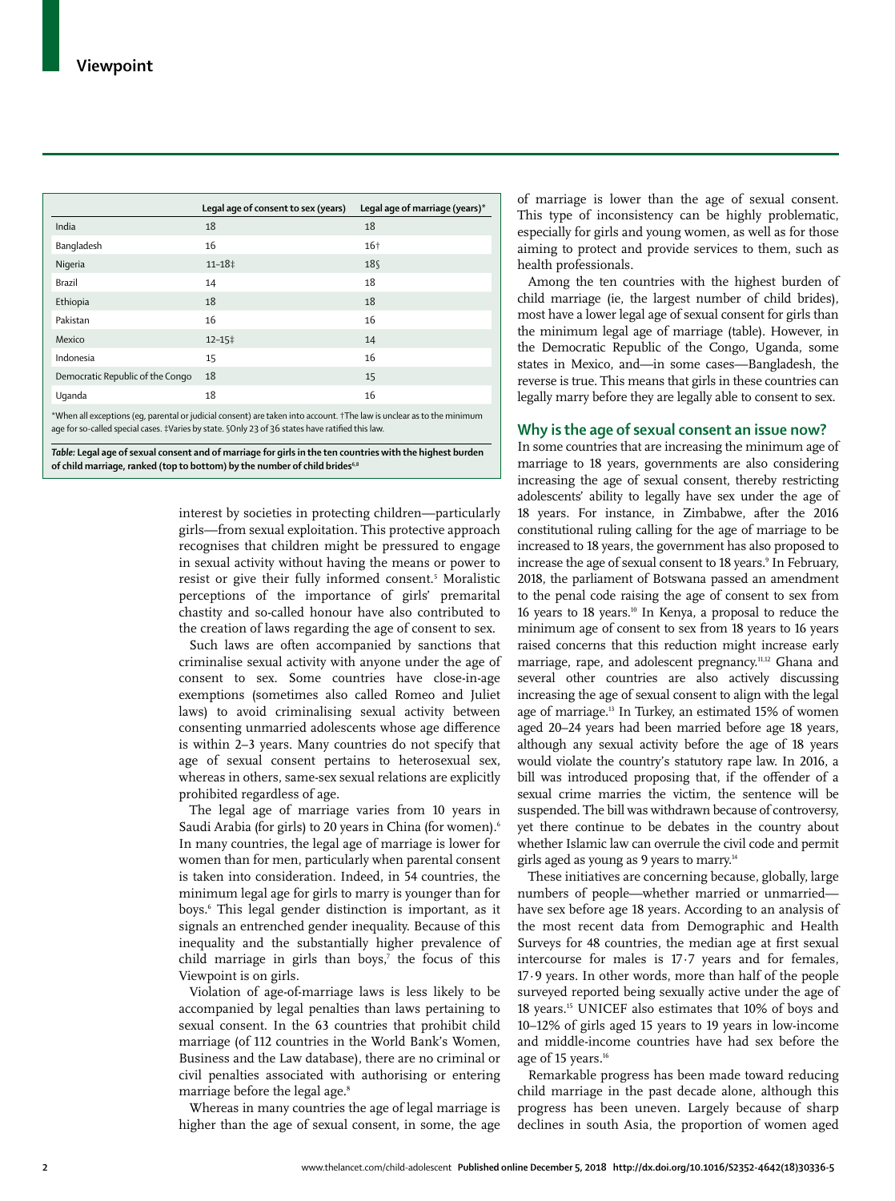|  | Legal age of consent to sex (years) | Legal age of marriage (years)* |
|---|---|---|
| India | 18 | 18 |
| Bangladesh | 16 | 16† |
| Nigeria | 11–18‡ | 18§ |
| Brazil | 14 | 18 |
| Ethiopia | 18 | 18 |
| Pakistan | 16 | 16 |
| Mexico | 12–15‡ | 14 |
| Indonesia | 15 | 16 |
| Democratic Republic of the Congo | 18 | 15 |
| Uganda | 18 | 16 |

*When all exceptions (eg, parental or judicial consent) are taken into account. †The law is unclear as to the minimum age for so-called special cases. ‡Varies by state. §Only 23 of 36 states have ratified this law.

*Table:* **Legal age of sexual consent and of marriage for girls in the ten countries with the highest burden of child marriage, ranked (top to bottom) by the number of child brides**[6,8]

interest by societies in protecting children—particularly girls—from sexual exploitation. This protective approach recognises that children might be pressured to engage in sexual activity without having the means or power to resist or give their fully informed consent.[5] Moralistic perceptions of the importance of girls' premarital chastity and so-called honour have also contributed to the creation of laws regarding the age of consent to sex.

Such laws are often accompanied by sanctions that criminalise sexual activity with anyone under the age of consent to sex. Some countries have close-in-age exemptions (sometimes also called Romeo and Juliet laws) to avoid criminalising sexual activity between consenting unmarried adolescents whose age difference is within 2–3 years. Many countries do not specify that age of sexual consent pertains to heterosexual sex, whereas in others, same-sex sexual relations are explicitly prohibited regardless of age.

The legal age of marriage varies from 10 years in Saudi Arabia (for girls) to 20 years in China (for women).[6] In many countries, the legal age of marriage is lower for women than for men, particularly when parental consent is taken into consideration. Indeed, in 54 countries, the minimum legal age for girls to marry is younger than for boys.[6] This legal gender distinction is important, as it signals an entrenched gender inequality. Because of this inequality and the substantially higher prevalence of child marriage in girls than boys,[7] the focus of this Viewpoint is on girls.

Violation of age-of-marriage laws is less likely to be accompanied by legal penalties than laws pertaining to sexual consent. In the 63 countries that prohibit child marriage (of 112 countries in the World Bank's Women, Business and the Law database), there are no criminal or civil penalties associated with authorising or entering marriage before the legal age.[8]

Whereas in many countries the age of legal marriage is higher than the age of sexual consent, in some, the age of marriage is lower than the age of sexual consent. This type of inconsistency can be highly problematic, especially for girls and young women, as well as for those aiming to protect and provide services to them, such as health professionals.

Among the ten countries with the highest burden of child marriage (ie, the largest number of child brides), most have a lower legal age of sexual consent for girls than the minimum legal age of marriage (table). However, in the Democratic Republic of the Congo, Uganda, some states in Mexico, and—in some cases—Bangladesh, the reverse is true. This means that girls in these countries can legally marry before they are legally able to consent to sex.

## Why is the age of sexual consent an issue now?

In some countries that are increasing the minimum age of marriage to 18 years, governments are also considering increasing the age of sexual consent, thereby restricting adolescents' ability to legally have sex under the age of 18 years. For instance, in Zimbabwe, after the 2016 constitutional ruling calling for the age of marriage to be increased to 18 years, the government has also proposed to increase the age of sexual consent to 18 years.[9] In February, 2018, the parliament of Botswana passed an amendment to the penal code raising the age of consent to sex from 16 years to 18 years.[10] In Kenya, a proposal to reduce the minimum age of consent to sex from 18 years to 16 years raised concerns that this reduction might increase early marriage, rape, and adolescent pregnancy.[11,12] Ghana and several other countries are also actively discussing increasing the age of sexual consent to align with the legal age of marriage.[13] In Turkey, an estimated 15% of women aged 20–24 years had been married before age 18 years, although any sexual activity before the age of 15 years would violate the country's statutory rape law. In 2016, a bill was introduced proposing that, if the offender of a sexual crime marries the victim, the sentence will be suspended. The bill was withdrawn because of controversy, yet there continue to be debates in the country about whether Islamic law can overrule the civil code and permit girls aged as young as 9 years to marry.[14]

These initiatives are concerning because, globally, large numbers of people—whether married or unmarried—have sex before age 18 years. According to an analysis of the most recent data from Demographic and Health Surveys for 48 countries, the median age at first sexual intercourse for males is 17·7 years and for females, 17·9 years. In other words, more than half of the people surveyed reported being sexually active under the age of 18 years.[15] UNICEF also estimates that 10% of boys and 10–12% of girls aged 15 years to 19 years in low-income and middle-income countries have had sex before the age of 15 years.[16]

Remarkable progress has been made toward reducing child marriage in the past decade alone, although this progress has been uneven. Largely because of sharp declines in south Asia, the proportion of women aged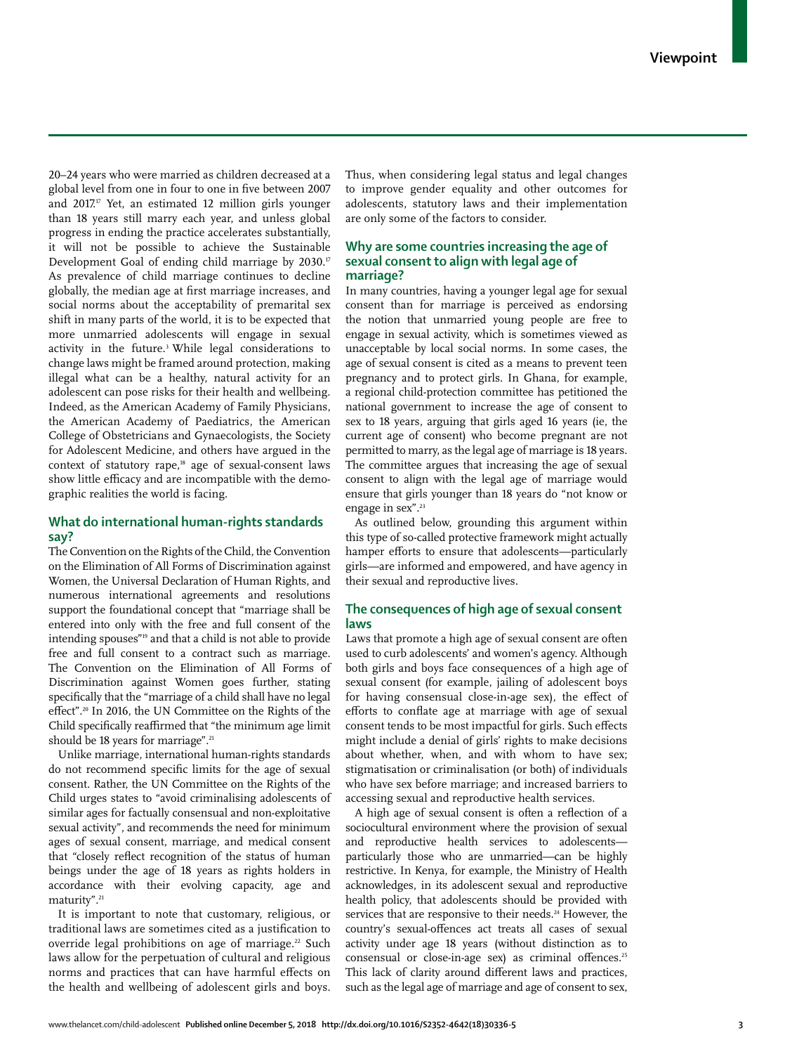20–24 years who were married as children decreased at a global level from one in four to one in five between 2007 and 2017.[17] Yet, an estimated 12 million girls younger than 18 years still marry each year, and unless global progress in ending the practice accelerates substantially, it will not be possible to achieve the Sustainable Development Goal of ending child marriage by 2030.[17] As prevalence of child marriage continues to decline globally, the median age at first marriage increases, and social norms about the acceptability of premarital sex shift in many parts of the world, it is to be expected that more unmarried adolescents will engage in sexual activity in the future.[3] While legal considerations to change laws might be framed around protection, making illegal what can be a healthy, natural activity for an adolescent can pose risks for their health and wellbeing. Indeed, as the American Academy of Family Physicians, the American Academy of Paediatrics, the American College of Obstetricians and Gynaecologists, the Society for Adolescent Medicine, and others have argued in the context of statutory rape,[18] age of sexual-consent laws show little efficacy and are incompatible with the demographic realities the world is facing.

## What do international human-rights standards say?

The Convention on the Rights of the Child, the Convention on the Elimination of All Forms of Discrimination against Women, the Universal Declaration of Human Rights, and numerous international agreements and resolutions support the foundational concept that "marriage shall be entered into only with the free and full consent of the intending spouses"[19] and that a child is not able to provide free and full consent to a contract such as marriage. The Convention on the Elimination of All Forms of Discrimination against Women goes further, stating specifically that the "marriage of a child shall have no legal effect".[20] In 2016, the UN Committee on the Rights of the Child specifically reaffirmed that "the minimum age limit should be 18 years for marriage".[21]

Unlike marriage, international human-rights standards do not recommend specific limits for the age of sexual consent. Rather, the UN Committee on the Rights of the Child urges states to "avoid criminalising adolescents of similar ages for factually consensual and non-exploitative sexual activity", and recommends the need for minimum ages of sexual consent, marriage, and medical consent that "closely reflect recognition of the status of human beings under the age of 18 years as rights holders in accordance with their evolving capacity, age and maturity".[21]

It is important to note that customary, religious, or traditional laws are sometimes cited as a justification to override legal prohibitions on age of marriage.[22] Such laws allow for the perpetuation of cultural and religious norms and practices that can have harmful effects on the health and wellbeing of adolescent girls and boys. Thus, when considering legal status and legal changes to improve gender equality and other outcomes for adolescents, statutory laws and their implementation are only some of the factors to consider.

## Why are some countries increasing the age of sexual consent to align with legal age of marriage?

In many countries, having a younger legal age for sexual consent than for marriage is perceived as endorsing the notion that unmarried young people are free to engage in sexual activity, which is sometimes viewed as unacceptable by local social norms. In some cases, the age of sexual consent is cited as a means to prevent teen pregnancy and to protect girls. In Ghana, for example, a regional child-protection committee has petitioned the national government to increase the age of consent to sex to 18 years, arguing that girls aged 16 years (ie, the current age of consent) who become pregnant are not permitted to marry, as the legal age of marriage is 18 years. The committee argues that increasing the age of sexual consent to align with the legal age of marriage would ensure that girls younger than 18 years do "not know or engage in sex".[23]

As outlined below, grounding this argument within this type of so-called protective framework might actually hamper efforts to ensure that adolescents—particularly girls—are informed and empowered, and have agency in their sexual and reproductive lives.

## The consequences of high age of sexual consent laws

Laws that promote a high age of sexual consent are often used to curb adolescents' and women's agency. Although both girls and boys face consequences of a high age of sexual consent (for example, jailing of adolescent boys for having consensual close-in-age sex), the effect of efforts to conflate age at marriage with age of sexual consent tends to be most impactful for girls. Such effects might include a denial of girls' rights to make decisions about whether, when, and with whom to have sex; stigmatisation or criminalisation (or both) of individuals who have sex before marriage; and increased barriers to accessing sexual and reproductive health services.

A high age of sexual consent is often a reflection of a sociocultural environment where the provision of sexual and reproductive health services to adolescents—particularly those who are unmarried—can be highly restrictive. In Kenya, for example, the Ministry of Health acknowledges, in its adolescent sexual and reproductive health policy, that adolescents should be provided with services that are responsive to their needs.[24] However, the country's sexual-offences act treats all cases of sexual activity under age 18 years (without distinction as to consensual or close-in-age sex) as criminal offences.[25] This lack of clarity around different laws and practices, such as the legal age of marriage and age of consent to sex,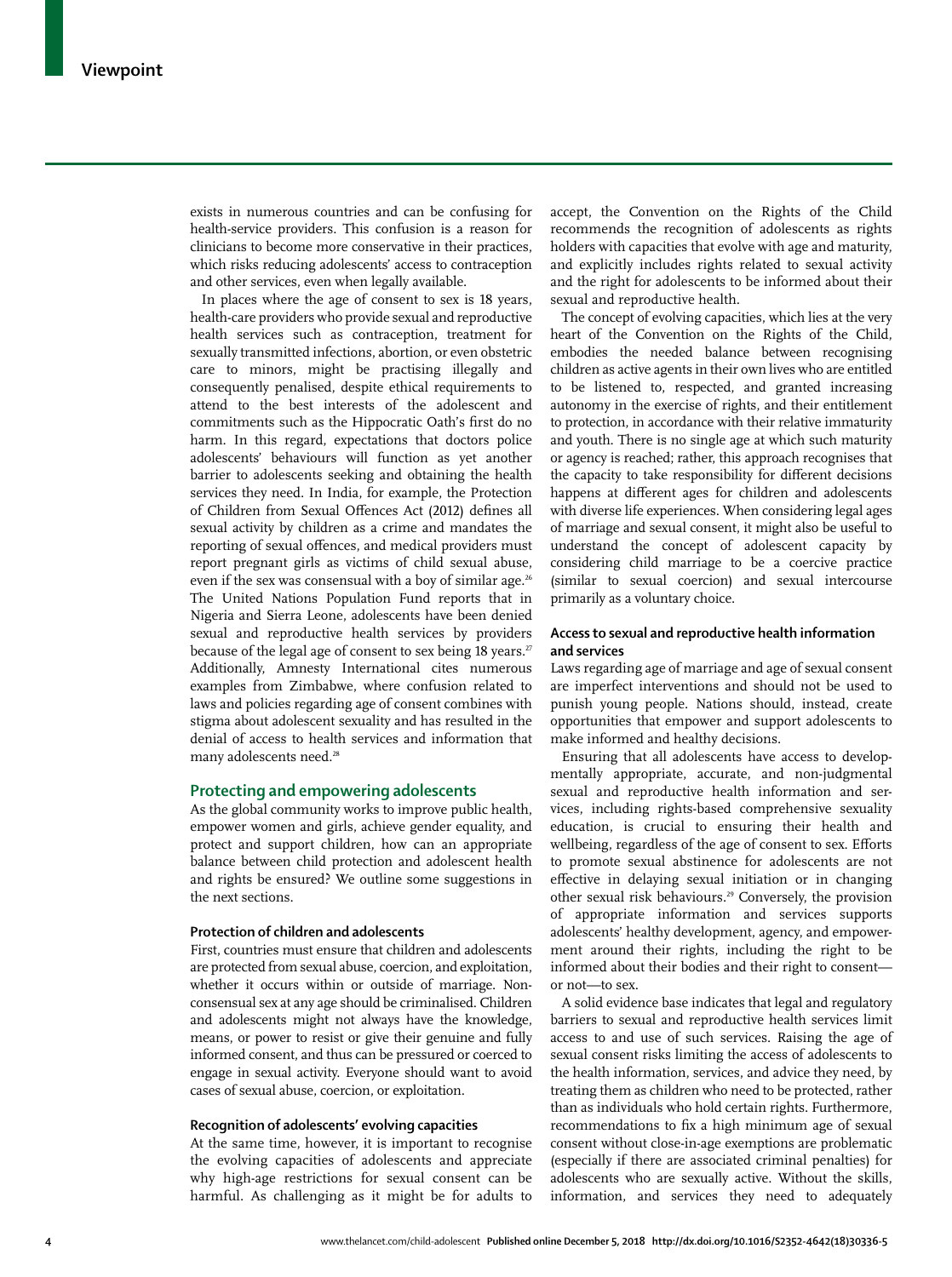exists in numerous countries and can be confusing for health-service providers. This confusion is a reason for clinicians to become more conservative in their practices, which risks reducing adolescents' access to contraception and other services, even when legally available.

In places where the age of consent to sex is 18 years, health-care providers who provide sexual and reproductive health services such as contraception, treatment for sexually transmitted infections, abortion, or even obstetric care to minors, might be practising illegally and consequently penalised, despite ethical requirements to attend to the best interests of the adolescent and commitments such as the Hippocratic Oath's first do no harm. In this regard, expectations that doctors police adolescents' behaviours will function as yet another barrier to adolescents seeking and obtaining the health services they need. In India, for example, the Protection of Children from Sexual Offences Act (2012) defines all sexual activity by children as a crime and mandates the reporting of sexual offences, and medical providers must report pregnant girls as victims of child sexual abuse, even if the sex was consensual with a boy of similar age.[26] The United Nations Population Fund reports that in Nigeria and Sierra Leone, adolescents have been denied sexual and reproductive health services by providers because of the legal age of consent to sex being 18 years.[27] Additionally, Amnesty International cites numerous examples from Zimbabwe, where confusion related to laws and policies regarding age of consent combines with stigma about adolescent sexuality and has resulted in the denial of access to health services and information that many adolescents need.[28]

## Protecting and empowering adolescents

As the global community works to improve public health, empower women and girls, achieve gender equality, and protect and support children, how can an appropriate balance between child protection and adolescent health and rights be ensured? We outline some suggestions in the next sections.

### Protection of children and adolescents

First, countries must ensure that children and adolescents are protected from sexual abuse, coercion, and exploitation, whether it occurs within or outside of marriage. Non-consensual sex at any age should be criminalised. Children and adolescents might not always have the knowledge, means, or power to resist or give their genuine and fully informed consent, and thus can be pressured or coerced to engage in sexual activity. Everyone should want to avoid cases of sexual abuse, coercion, or exploitation.

### Recognition of adolescents' evolving capacities

At the same time, however, it is important to recognise the evolving capacities of adolescents and appreciate why high-age restrictions for sexual consent can be harmful. As challenging as it might be for adults to accept, the Convention on the Rights of the Child recommends the recognition of adolescents as rights holders with capacities that evolve with age and maturity, and explicitly includes rights related to sexual activity and the right for adolescents to be informed about their sexual and reproductive health.

The concept of evolving capacities, which lies at the very heart of the Convention on the Rights of the Child, embodies the needed balance between recognising children as active agents in their own lives who are entitled to be listened to, respected, and granted increasing autonomy in the exercise of rights, and their entitlement to protection, in accordance with their relative immaturity and youth. There is no single age at which such maturity or agency is reached; rather, this approach recognises that the capacity to take responsibility for different decisions happens at different ages for children and adolescents with diverse life experiences. When considering legal ages of marriage and sexual consent, it might also be useful to understand the concept of adolescent capacity by considering child marriage to be a coercive practice (similar to sexual coercion) and sexual intercourse primarily as a voluntary choice.

### Access to sexual and reproductive health information and services

Laws regarding age of marriage and age of sexual consent are imperfect interventions and should not be used to punish young people. Nations should, instead, create opportunities that empower and support adolescents to make informed and healthy decisions.

Ensuring that all adolescents have access to developmentally appropriate, accurate, and non-judgmental sexual and reproductive health information and services, including rights-based comprehensive sexuality education, is crucial to ensuring their health and wellbeing, regardless of the age of consent to sex. Efforts to promote sexual abstinence for adolescents are not effective in delaying sexual initiation or in changing other sexual risk behaviours.[29] Conversely, the provision of appropriate information and services supports adolescents' healthy development, agency, and empowerment around their rights, including the right to be informed about their bodies and their right to consent—or not—to sex.

A solid evidence base indicates that legal and regulatory barriers to sexual and reproductive health services limit access to and use of such services. Raising the age of sexual consent risks limiting the access of adolescents to the health information, services, and advice they need, by treating them as children who need to be protected, rather than as individuals who hold certain rights. Furthermore, recommendations to fix a high minimum age of sexual consent without close-in-age exemptions are problematic (especially if there are associated criminal penalties) for adolescents who are sexually active. Without the skills, information, and services they need to adequately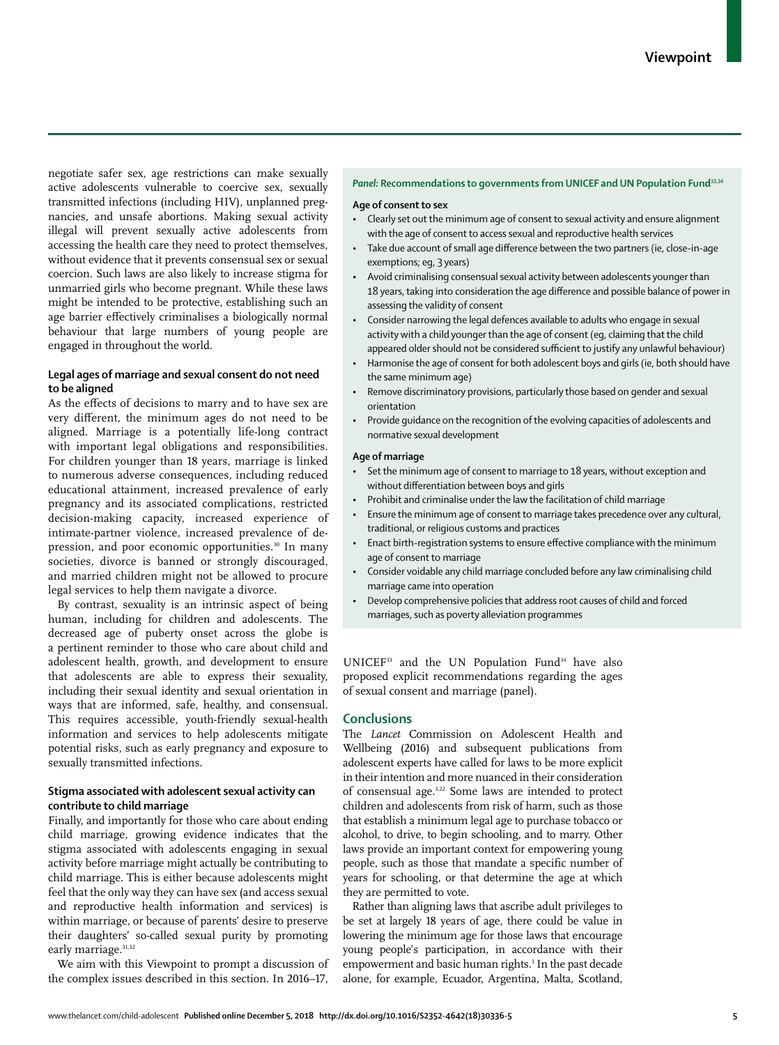negotiate safer sex, age restrictions can make sexually active adolescents vulnerable to coercive sex, sexually transmitted infections (including HIV), unplanned pregnancies, and unsafe abortions. Making sexual activity illegal will prevent sexually active adolescents from accessing the health care they need to protect themselves, without evidence that it prevents consensual sex or sexual coercion. Such laws are also likely to increase stigma for unmarried girls who become pregnant. While these laws might be intended to be protective, establishing such an age barrier effectively criminalises a biologically normal behaviour that large numbers of young people are engaged in throughout the world.

### Legal ages of marriage and sexual consent do not need to be aligned

As the effects of decisions to marry and to have sex are very different, the minimum ages do not need to be aligned. Marriage is a potentially life-long contract with important legal obligations and responsibilities. For children younger than 18 years, marriage is linked to numerous adverse consequences, including reduced educational attainment, increased prevalence of early pregnancy and its associated complications, restricted decision-making capacity, increased experience of intimate-partner violence, increased prevalence of depression, and poor economic opportunities.[30] In many societies, divorce is banned or strongly discouraged, and married children might not be allowed to procure legal services to help them navigate a divorce.

By contrast, sexuality is an intrinsic aspect of being human, including for children and adolescents. The decreased age of puberty onset across the globe is a pertinent reminder to those who care about child and adolescent health, growth, and development to ensure that adolescents are able to express their sexuality, including their sexual identity and sexual orientation in ways that are informed, safe, healthy, and consensual. This requires accessible, youth-friendly sexual-health information and services to help adolescents mitigate potential risks, such as early pregnancy and exposure to sexually transmitted infections.

### Stigma associated with adolescent sexual activity can contribute to child marriage

Finally, and importantly for those who care about ending child marriage, growing evidence indicates that the stigma associated with adolescents engaging in sexual activity before marriage might actually be contributing to child marriage. This is either because adolescents might feel that the only way they can have sex (and access sexual and reproductive health information and services) is within marriage, or because of parents' desire to preserve their daughters' so-called sexual purity by promoting early marriage.[31,32]

We aim with this Viewpoint to prompt a discussion of the complex issues described in this section. In 2016–17, UNICEF[33] and the UN Population Fund[34] have also proposed explicit recommendations regarding the ages of sexual consent and marriage (panel).

> ***Panel:* Recommendations to governments from UNICEF and UN Population Fund[33,34]**
>
> **Age of consent to sex**
>
> - Clearly set out the minimum age of consent to sexual activity and ensure alignment with the age of consent to access sexual and reproductive health services
> - Take due account of small age difference between the two partners (ie, close-in-age exemptions; eg, 3 years)
> - Avoid criminalising consensual sexual activity between adolescents younger than 18 years, taking into consideration the age difference and possible balance of power in assessing the validity of consent
> - Consider narrowing the legal defences available to adults who engage in sexual activity with a child younger than the age of consent (eg, claiming that the child appeared older should not be considered sufficient to justify any unlawful behaviour)
> - Harmonise the age of consent for both adolescent boys and girls (ie, both should have the same minimum age)
> - Remove discriminatory provisions, particularly those based on gender and sexual orientation
> - Provide guidance on the recognition of the evolving capacities of adolescents and normative sexual development
>
> **Age of marriage**
>
> - Set the minimum age of consent to marriage to 18 years, without exception and without differentiation between boys and girls
> - Prohibit and criminalise under the law the facilitation of child marriage
> - Ensure the minimum age of consent to marriage takes precedence over any cultural, traditional, or religious customs and practices
> - Enact birth-registration systems to ensure effective compliance with the minimum age of consent to marriage
> - Consider voidable any child marriage concluded before any law criminalising child marriage came into operation
> - Develop comprehensive policies that address root causes of child and forced marriages, such as poverty alleviation programmes

## Conclusions

The *Lancet* Commission on Adolescent Health and Wellbeing (2016) and subsequent publications from adolescent experts have called for laws to be more explicit in their intention and more nuanced in their consideration of consensual age.[3,22] Some laws are intended to protect children and adolescents from risk of harm, such as those that establish a minimum legal age to purchase tobacco or alcohol, to drive, to begin schooling, and to marry. Other laws provide an important context for empowering young people, such as those that mandate a specific number of years for schooling, or that determine the age at which they are permitted to vote.

Rather than aligning laws that ascribe adult privileges to be set at largely 18 years of age, there could be value in lowering the minimum age for those laws that encourage young people's participation, in accordance with their empowerment and basic human rights.[3] In the past decade alone, for example, Ecuador, Argentina, Malta, Scotland,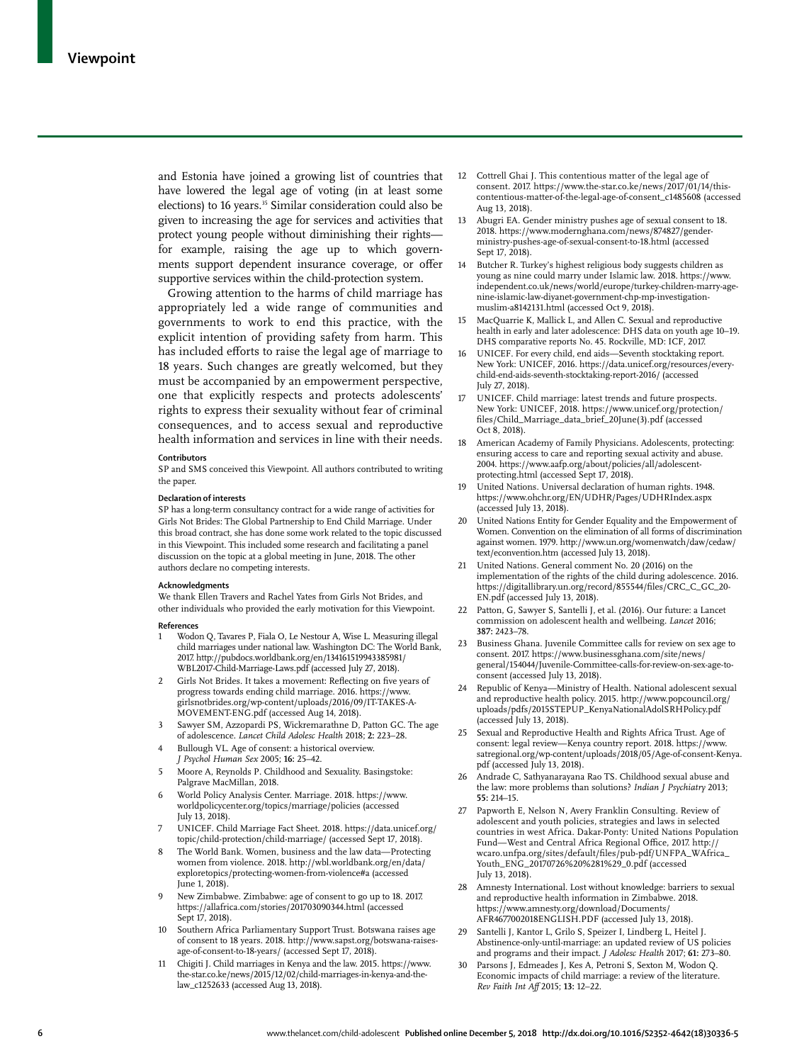and Estonia have joined a growing list of countries that have lowered the legal age of voting (in at least some elections) to 16 years.[35] Similar consideration could also be given to increasing the age for services and activities that protect young people without diminishing their rights—for example, raising the age up to which governments support dependent insurance coverage, or offer supportive services within the child-protection system.

Growing attention to the harms of child marriage has appropriately led a wide range of communities and governments to work to end this practice, with the explicit intention of providing safety from harm. This has included efforts to raise the legal age of marriage to 18 years. Such changes are greatly welcomed, but they must be accompanied by an empowerment perspective, one that explicitly respects and protects adolescents' rights to express their sexuality without fear of criminal consequences, and to access sexual and reproductive health information and services in line with their needs.

#### Contributors

SP and SMS conceived this Viewpoint. All authors contributed to writing the paper.

#### Declaration of interests

SP has a long-term consultancy contract for a wide range of activities for Girls Not Brides: The Global Partnership to End Child Marriage. Under this broad contract, she has done some work related to the topic discussed in this Viewpoint. This included some research and facilitating a panel discussion on the topic at a global meeting in June, 2018. The other authors declare no competing interests.

#### Acknowledgments

We thank Ellen Travers and Rachel Yates from Girls Not Brides, and other individuals who provided the early motivation for this Viewpoint.

#### References

1. Wodon Q, Tavares P, Fiala O, Le Nestour A, Wise L. Measuring illegal child marriages under national law. Washington DC: The World Bank, 2017. http://pubdocs.worldbank.org/en/134161519943385981/WBL2017-Child-Marriage-Laws.pdf (accessed July 27, 2018).
2. Girls Not Brides. It takes a movement: Reflecting on five years of progress towards ending child marriage. 2016. https://www.girlsnotbrides.org/wp-content/uploads/2016/09/IT-TAKES-A-MOVEMENT-ENG.pdf (accessed Aug 14, 2018).
3. Sawyer SM, Azzopardi PS, Wickremarathne D, Patton GC. The age of adolescence. *Lancet Child Adolesc Health* 2018; **2:** 223–28.
4. Bullough VL. Age of consent: a historical overview. *J Psychol Human Sex* 2005; **16:** 25–42.
5. Moore A, Reynolds P. Childhood and Sexuality. Basingstoke: Palgrave MacMillan, 2018.
6. World Policy Analysis Center. Marriage. 2018. https://www.worldpolicycenter.org/topics/marriage/policies (accessed July 13, 2018).
7. UNICEF. Child Marriage Fact Sheet. 2018. https://data.unicef.org/topic/child-protection/child-marriage/ (accessed Sept 17, 2018).
8. The World Bank. Women, business and the law data—Protecting women from violence. 2018. http://wbl.worldbank.org/en/data/exploretopics/protecting-women-from-violence#a (accessed June 1, 2018).
9. New Zimbabwe. Zimbabwe: age of consent to go up to 18. 2017. https://allafrica.com/stories/201703090344.html (accessed Sept 17, 2018).
10. Southern Africa Parliamentary Support Trust. Botswana raises age of consent to 18 years. 2018. http://www.sapst.org/botswana-raises-age-of-consent-to-18-years/ (accessed Sept 17, 2018).
11. Chigiti J. Child marriages in Kenya and the law. 2015. https://www.the-star.co.ke/news/2015/12/02/child-marriages-in-kenya-and-the-law_c1252633 (accessed Aug 13, 2018).
12. Cottrell Ghai J. This contentious matter of the legal age of consent. 2017. https://www.the-star.co.ke/news/2017/01/14/this-contentious-matter-of-the-legal-age-of-consent_c1485608 (accessed Aug 13, 2018).
13. Abugri EA. Gender ministry pushes age of sexual consent to 18. 2018. https://www.modernghana.com/news/874827/gender-ministry-pushes-age-of-sexual-consent-to-18.html (accessed Sept 17, 2018).
14. Butcher R. Turkey's highest religious body suggests children as young as nine could marry under Islamic law. 2018. https://www.independent.co.uk/news/world/europe/turkey-children-marry-age-nine-islamic-law-diyanet-government-chp-mp-investigation-muslim-a8142131.html (accessed Oct 9, 2018).
15. MacQuarrie K, Mallick L, and Allen C. Sexual and reproductive health in early and later adolescence: DHS data on youth age 10–19. DHS comparative reports No. 45. Rockville, MD: ICF, 2017.
16. UNICEF. For every child, end aids—Seventh stocktaking report. New York: UNICEF, 2016. https://data.unicef.org/resources/every-child-end-aids-seventh-stocktaking-report-2016/ (accessed July 27, 2018).
17. UNICEF. Child marriage: latest trends and future prospects. New York: UNICEF, 2018. https://www.unicef.org/protection/files/Child_Marriage_data_brief_20June(3).pdf (accessed Oct 8, 2018).
18. American Academy of Family Physicians. Adolescents, protecting: ensuring access to care and reporting sexual activity and abuse. 2004. https://www.aafp.org/about/policies/all/adolescent-protecting.html (accessed Sept 17, 2018).
19. United Nations. Universal declaration of human rights. 1948. https://www.ohchr.org/EN/UDHR/Pages/UDHRIndex.aspx (accessed July 13, 2018).
20. United Nations Entity for Gender Equality and the Empowerment of Women. Convention on the elimination of all forms of discrimination against women. 1979. http://www.un.org/womenwatch/daw/cedaw/text/econvention.htm (accessed July 13, 2018).
21. United Nations. General comment No. 20 (2016) on the implementation of the rights of the child during adolescence. 2016. https://digitallibrary.un.org/record/855544/files/CRC_C_GC_20-EN.pdf (accessed July 13, 2018).
22. Patton, G, Sawyer S, Santelli J, et al. (2016). Our future: a Lancet commission on adolescent health and wellbeing. *Lancet* 2016; **387:** 2423–78.
23. Business Ghana. Juvenile Committee calls for review on sex age to consent. 2017. https://www.businessghana.com/site/news/general/154044/Juvenile-Committee-calls-for-review-on-sex-age-to-consent (accessed July 13, 2018).
24. Republic of Kenya—Ministry of Health. National adolescent sexual and reproductive health policy. 2015. http://www.popcouncil.org/uploads/pdfs/2015STEPUP_KenyaNationalAdolSRHPolicy.pdf (accessed July 13, 2018).
25. Sexual and Reproductive Health and Rights Africa Trust. Age of consent: legal review—Kenya country report. 2018. https://www.satregional.org/wp-content/uploads/2018/05/Age-of-consent-Kenya.pdf (accessed July 13, 2018).
26. Andrade C, Sathyanarayana Rao TS. Childhood sexual abuse and the law: more problems than solutions? *Indian J Psychiatry* 2013; **55:** 214–15.
27. Papworth E, Nelson N, Avery Franklin Consulting. Review of adolescent and youth policies, strategies and laws in selected countries in west Africa. Dakar-Ponty: United Nations Population Fund—West and Central Africa Regional Office, 2017. http://wcaro.unfpa.org/sites/default/files/pub-pdf/UNFPA_WAfrica_Youth_ENG_20170726%20%281%29_0.pdf (accessed July 13, 2018).
28. Amnesty International. Lost without knowledge: barriers to sexual and reproductive health information in Zimbabwe. 2018. https://www.amnesty.org/download/Documents/AFR4677002018ENGLISH.PDF (accessed July 13, 2018).
29. Santelli J, Kantor L, Grilo S, Speizer I, Lindberg L, Heitel J. Abstinence-only-until-marriage: an updated review of US policies and programs and their impact. *J Adolesc Health* 2017; **61:** 273–80.
30. Parsons J, Edmeades J, Kes A, Petroni S, Sexton M, Wodon Q. Economic impacts of child marriage: a review of the literature. *Rev Faith Int Aff* 2015; **13:** 12–22.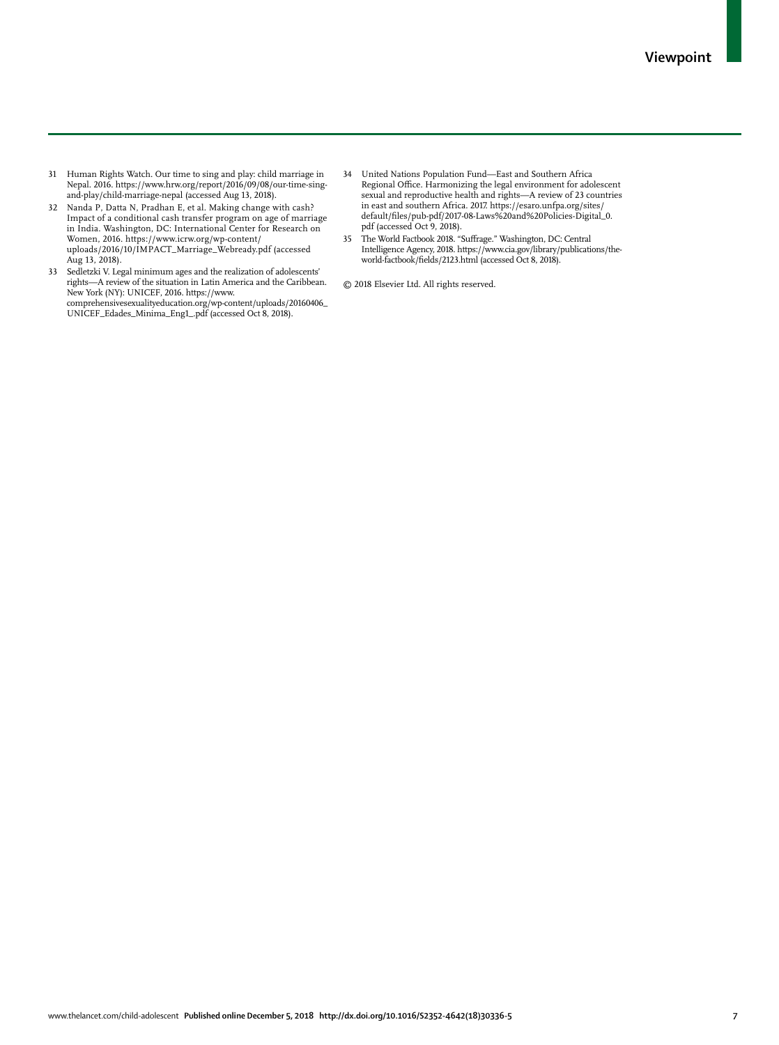31 Human Rights Watch. Our time to sing and play: child marriage in Nepal. 2016. https://www.hrw.org/report/2016/09/08/our-time-sing-and-play/child-marriage-nepal (accessed Aug 13, 2018).

32 Nanda P, Datta N, Pradhan E, et al. Making change with cash? Impact of a conditional cash transfer program on age of marriage in India. Washington, DC: International Center for Research on Women, 2016. https://www.icrw.org/wp-content/uploads/2016/10/IMPACT_Marriage_Webready.pdf (accessed Aug 13, 2018).

33 Sedletzki V. Legal minimum ages and the realization of adolescents' rights—A review of the situation in Latin America and the Caribbean. New York (NY): UNICEF, 2016. https://www.comprehensivesexualityeducation.org/wp-content/uploads/20160406_UNICEF_Edades_Minima_Eng1_.pdf (accessed Oct 8, 2018).

34 United Nations Population Fund—East and Southern Africa Regional Office. Harmonizing the legal environment for adolescent sexual and reproductive health and rights—A review of 23 countries in east and southern Africa. 2017. https://esaro.unfpa.org/sites/default/files/pub-pdf/2017-08-Laws%20and%20Policies-Digital_0.pdf (accessed Oct 9, 2018).

35 The World Factbook 2018. "Suffrage." Washington, DC: Central Intelligence Agency, 2018. https://www.cia.gov/library/publications/the-world-factbook/fields/2123.html (accessed Oct 8, 2018).

© 2018 Elsevier Ltd. All rights reserved.